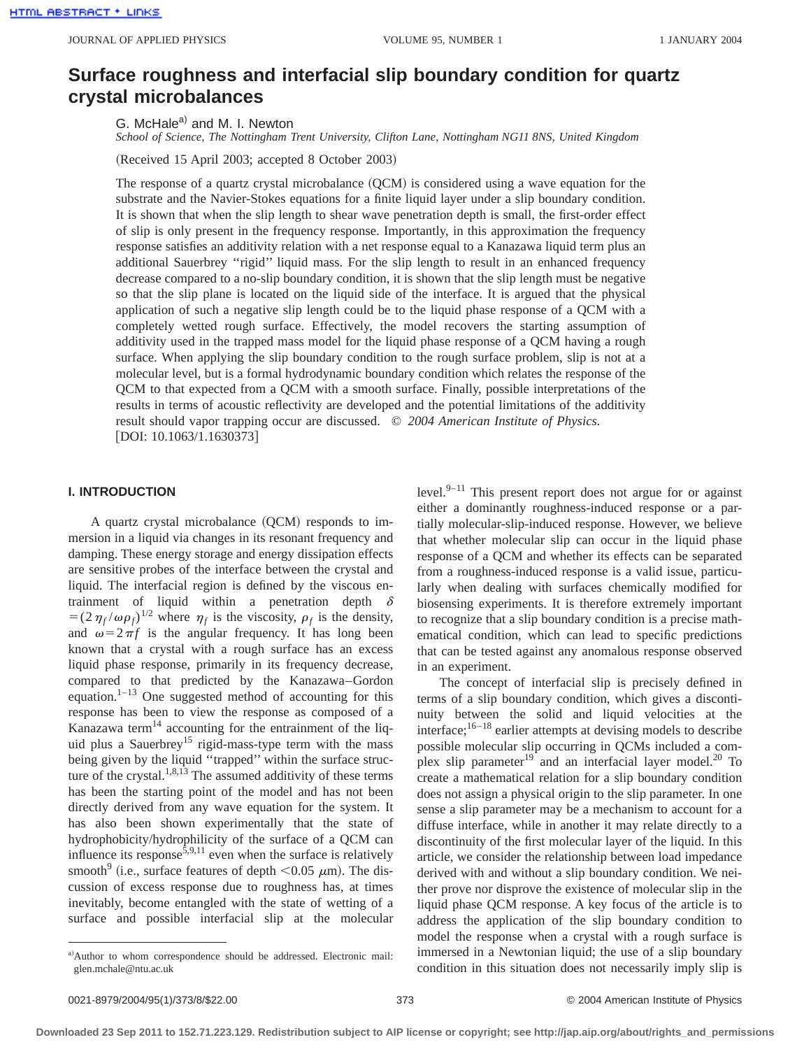# Surface roughness and interfacial slip boundary condition for quartz crystal microbalances

G. McHale[a] and M. I. Newton

*School of Science, The Nottingham Trent University, Clifton Lane, Nottingham NG11 8NS, United Kingdom*

(Received 15 April 2003; accepted 8 October 2003)

The response of a quartz crystal microbalance (QCM) is considered using a wave equation for the substrate and the Navier-Stokes equations for a finite liquid layer under a slip boundary condition. It is shown that when the slip length to shear wave penetration depth is small, the first-order effect of slip is only present in the frequency response. Importantly, in this approximation the frequency response satisfies an additivity relation with a net response equal to a Kanazawa liquid term plus an additional Sauerbrey "rigid" liquid mass. For the slip length to result in an enhanced frequency decrease compared to a no-slip boundary condition, it is shown that the slip length must be negative so that the slip plane is located on the liquid side of the interface. It is argued that the physical application of such a negative slip length could be to the liquid phase response of a QCM with a completely wetted rough surface. Effectively, the model recovers the starting assumption of additivity used in the trapped mass model for the liquid phase response of a QCM having a rough surface. When applying the slip boundary condition to the rough surface problem, slip is not at a molecular level, but is a formal hydrodynamic boundary condition which relates the response of the QCM to that expected from a QCM with a smooth surface. Finally, possible interpretations of the results in terms of acoustic reflectivity are developed and the potential limitations of the additivity result should vapor trapping occur are discussed. © *2004 American Institute of Physics.* [DOI: 10.1063/1.1630373]

## I. INTRODUCTION

A quartz crystal microbalance (QCM) responds to immersion in a liquid via changes in its resonant frequency and damping. These energy storage and energy dissipation effects are sensitive probes of the interface between the crystal and liquid. The interfacial region is defined by the viscous entrainment of liquid within a penetration depth $\delta = (2\eta_f/\omega\rho_f)^{1/2}$ where $\eta_f$ is the viscosity, $\rho_f$ is the density, and $\omega = 2\pi f$ is the angular frequency. It has long been known that a crystal with a rough surface has an excess liquid phase response, primarily in its frequency decrease, compared to that predicted by the Kanazawa–Gordon equation.[1–13] One suggested method of accounting for this response has been to view the response as composed of a Kanazawa term[14] accounting for the entrainment of the liquid plus a Sauerbrey[15] rigid-mass-type term with the mass being given by the liquid "trapped" within the surface structure of the crystal.[1,8,13] The assumed additivity of these terms has been the starting point of the model and has not been directly derived from any wave equation for the system. It has also been shown experimentally that the state of hydrophobicity/hydrophilicity of the surface of a QCM can influence its response[5,9,11] even when the surface is relatively smooth[9] (i.e., surface features of depth $<0.05\ \mu$m). The discussion of excess response due to roughness has, at times inevitably, become entangled with the state of wetting of a surface and possible interfacial slip at the molecular level.[9–11] This present report does not argue for or against either a dominantly roughness-induced response or a partially molecular-slip-induced response. However, we believe that whether molecular slip can occur in the liquid phase response of a QCM and whether its effects can be separated from a roughness-induced response is a valid issue, particularly when dealing with surfaces chemically modified for biosensing experiments. It is therefore extremely important to recognize that a slip boundary condition is a precise mathematical condition, which can lead to specific predictions that can be tested against any anomalous response observed in an experiment.

The concept of interfacial slip is precisely defined in terms of a slip boundary condition, which gives a discontinuity between the solid and liquid velocities at the interface;[16–18] earlier attempts at devising models to describe possible molecular slip occurring in QCMs included a complex slip parameter[19] and an interfacial layer model.[20] To create a mathematical relation for a slip boundary condition does not assign a physical origin to the slip parameter. In one sense a slip parameter may be a mechanism to account for a diffuse interface, while in another it may relate directly to a discontinuity of the first molecular layer of the liquid. In this article, we consider the relationship between load impedance derived with and without a slip boundary condition. We neither prove nor disprove the existence of molecular slip in the liquid phase QCM response. A key focus of the article is to address the application of the slip boundary condition to model the response when a crystal with a rough surface is immersed in a Newtonian liquid; the use of a slip boundary condition in this situation does not necessarily imply slip is

[a] Author to whom correspondence should be addressed. Electronic mail: glen.mchale@ntu.ac.uk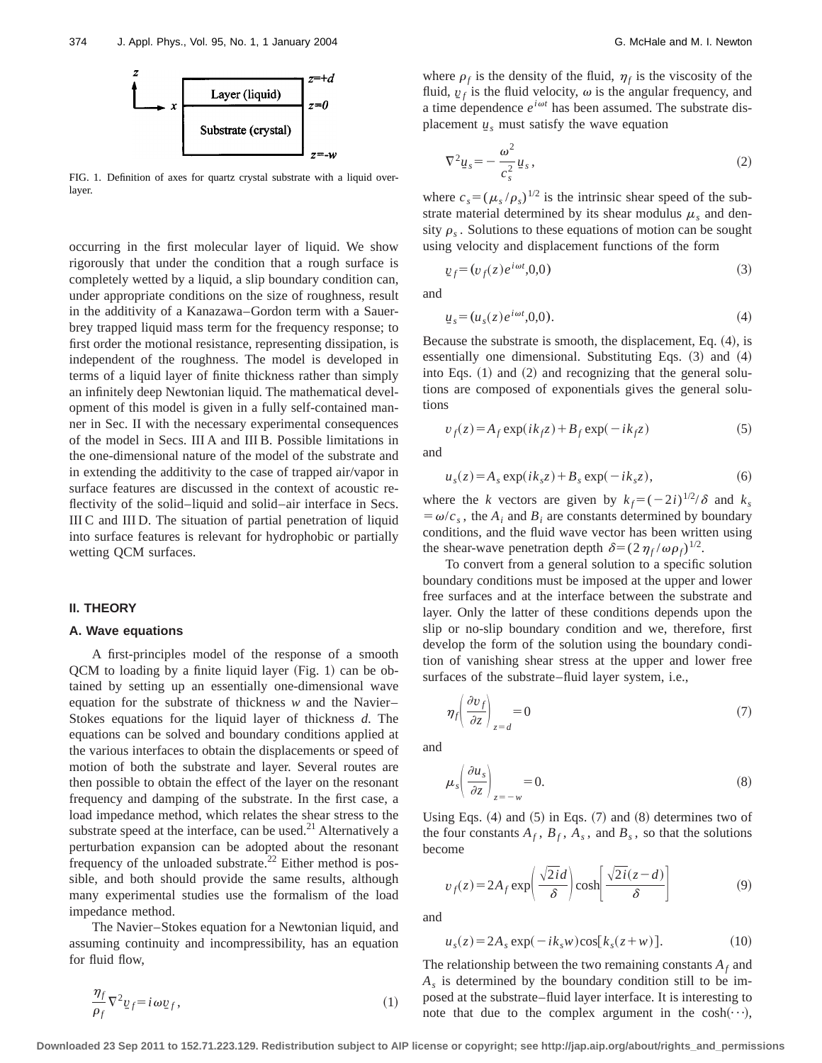Layer (liquid)

Substrate (crystal)

z

x

$z=+d$

$z=0$

$z=-w$

FIG. 1. Definition of axes for quartz crystal substrate with a liquid overlayer.

occurring in the first molecular layer of liquid. We show rigorously that under the condition that a rough surface is completely wetted by a liquid, a slip boundary condition can, under appropriate conditions on the size of roughness, result in the additivity of a Kanazawa–Gordon term with a Sauerbrey trapped liquid mass term for the frequency response; to first order the motional resistance, representing dissipation, is independent of the roughness. The model is developed in terms of a liquid layer of finite thickness rather than simply an infinitely deep Newtonian liquid. The mathematical development of this model is given in a fully self-contained manner in Sec. II with the necessary experimental consequences of the model in Secs. III A and III B. Possible limitations in the one-dimensional nature of the model of the substrate and in extending the additivity to the case of trapped air/vapor in surface features are discussed in the context of acoustic reflectivity of the solid–liquid and solid–air interface in Secs. III C and III D. The situation of partial penetration of liquid into surface features is relevant for hydrophobic or partially wetting QCM surfaces.

## II. THEORY

### A. Wave equations

A first-principles model of the response of a smooth QCM to loading by a finite liquid layer (Fig. 1) can be obtained by setting up an essentially one-dimensional wave equation for the substrate of thickness $w$ and the Navier–Stokes equations for the liquid layer of thickness $d$. The equations can be solved and boundary conditions applied at the various interfaces to obtain the displacements or speed of motion of both the substrate and layer. Several routes are then possible to obtain the effect of the layer on the resonant frequency and damping of the substrate. In the first case, a load impedance method, which relates the shear stress to the substrate speed at the interface, can be used.[21] Alternatively a perturbation expansion can be adopted about the resonant frequency of the unloaded substrate.[22] Either method is possible, and both should provide the same results, although many experimental studies use the formalism of the load impedance method.

The Navier–Stokes equation for a Newtonian liquid, and assuming continuity and incompressibility, has an equation for fluid flow,

$$\frac{\eta_f}{\rho_f}\nabla^2 \underline{v}_f = i\omega \underline{v}_f, \tag{1}$$

where $\rho_f$ is the density of the fluid, $\eta_f$ is the viscosity of the fluid, $\underline{v}_f$ is the fluid velocity, $\omega$ is the angular frequency, and a time dependence $e^{i\omega t}$ has been assumed. The substrate displacement $\underline{u}_s$ must satisfy the wave equation

$$\nabla^2 \underline{u}_s = -\frac{\omega^2}{c_s^2}\underline{u}_s, \tag{2}$$

where $c_s=(\mu_s/\rho_s)^{1/2}$ is the intrinsic shear speed of the substrate material determined by its shear modulus $\mu_s$ and density $\rho_s$. Solutions to these equations of motion can be sought using velocity and displacement functions of the form

$$\underline{v}_f = (v_f(z)e^{i\omega t},0,0) \tag{3}$$

and

$$\underline{u}_s = (u_s(z)e^{i\omega t},0,0). \tag{4}$$

Because the substrate is smooth, the displacement, Eq. (4), is essentially one dimensional. Substituting Eqs. (3) and (4) into Eqs. (1) and (2) and recognizing that the general solutions are composed of exponentials gives the general solutions

$$v_f(z) = A_f \exp(ik_f z) + B_f \exp(-ik_f z) \tag{5}$$

and

$$u_s(z) = A_s \exp(ik_s z) + B_s \exp(-ik_s z), \tag{6}$$

where the $k$ vectors are given by $k_f=(-2i)^{1/2}/\delta$ and $k_s=\omega/c_s$, the $A_i$ and $B_i$ are constants determined by boundary conditions, and the fluid wave vector has been written using the shear-wave penetration depth $\delta=(2\eta_f/\omega\rho_f)^{1/2}$.

To convert from a general solution to a specific solution boundary conditions must be imposed at the upper and lower free surfaces and at the interface between the substrate and layer. Only the latter of these conditions depends upon the slip or no-slip boundary condition and we, therefore, first develop the form of the solution using the boundary condition of vanishing shear stress at the upper and lower free surfaces of the substrate–fluid layer system, i.e.,

$$\eta_f\left(\frac{\partial v_f}{\partial z}\right)_{z=d} = 0 \tag{7}$$

and

$$\mu_s\left(\frac{\partial u_s}{\partial z}\right)_{z=-w} = 0. \tag{8}$$

Using Eqs. (4) and (5) in Eqs. (7) and (8) determines two of the four constants $A_f$, $B_f$, $A_s$, and $B_s$, so that the solutions become

$$v_f(z) = 2A_f \exp\left(\frac{\sqrt{2i}d}{\delta}\right)\cosh\left[\frac{\sqrt{2i}(z-d)}{\delta}\right] \tag{9}$$

and

$$u_s(z) = 2A_s \exp(-ik_s w)\cos[k_s(z+w)]. \tag{10}$$

The relationship between the two remaining constants $A_f$ and $A_s$ is determined by the boundary condition still to be imposed at the substrate–fluid layer interface. It is interesting to note that due to the complex argument in the $\cosh(\cdots)$,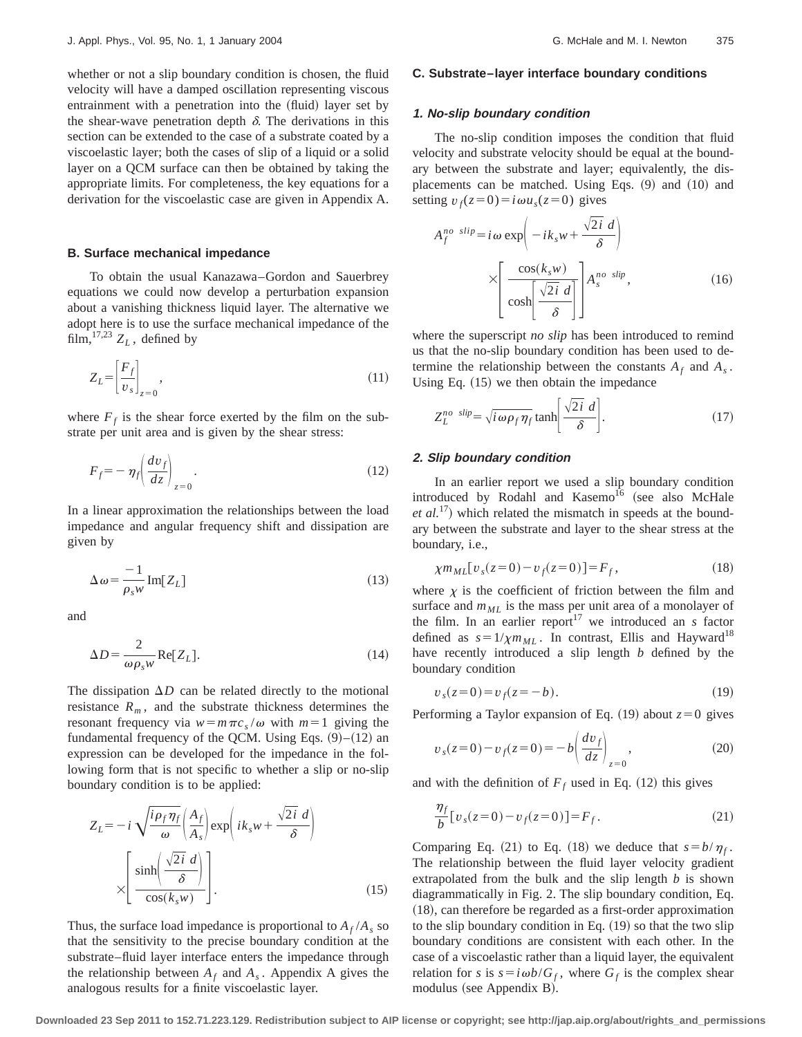whether or not a slip boundary condition is chosen, the fluid velocity will have a damped oscillation representing viscous entrainment with a penetration into the (fluid) layer set by the shear-wave penetration depth $\delta$. The derivations in this section can be extended to the case of a substrate coated by a viscoelastic layer; both the cases of slip of a liquid or a solid layer on a QCM surface can then be obtained by taking the appropriate limits. For completeness, the key equations for a derivation for the viscoelastic case are given in Appendix A.

### B. Surface mechanical impedance

To obtain the usual Kanazawa–Gordon and Sauerbrey equations we could now develop a perturbation expansion about a vanishing thickness liquid layer. The alternative we adopt here is to use the surface mechanical impedance of the film,[17,23] $Z_L$, defined by

$$Z_L = \left[\frac{F_f}{v_s}\right]_{z=0}, \tag{11}$$

where $F_f$ is the shear force exerted by the film on the substrate per unit area and is given by the shear stress:

$$F_f = -\eta_f \left(\frac{dv_f}{dz}\right)_{z=0}. \tag{12}$$

In a linear approximation the relationships between the load impedance and angular frequency shift and dissipation are given by

$$\Delta\omega = \frac{-1}{\rho_s w}\,\mathrm{Im}[Z_L] \tag{13}$$

and

$$\Delta D = \frac{2}{\omega \rho_s w}\,\mathrm{Re}[Z_L]. \tag{14}$$

The dissipation $\Delta D$ can be related directly to the motional resistance $R_m$, and the substrate thickness determines the resonant frequency via $w = m\pi c_s/\omega$ with $m=1$ giving the fundamental frequency of the QCM. Using Eqs. (9)–(12) an expression can be developed for the impedance in the following form that is not specific to whether a slip or no-slip boundary condition is to be applied:

$$Z_L = -i\sqrt{\frac{i\rho_f \eta_f}{\omega}}\left(\frac{A_f}{A_s}\right)\exp\left(ik_s w + \frac{\sqrt{2i}\,d}{\delta}\right) \times \left[\frac{\sinh\left(\frac{\sqrt{2i}\,d}{\delta}\right)}{\cos(k_s w)}\right]. \tag{15}$$

Thus, the surface load impedance is proportional to $A_f/A_s$ so that the sensitivity to the precise boundary condition at the substrate–fluid layer interface enters the impedance through the relationship between $A_f$ and $A_s$. Appendix A gives the analogous results for a finite viscoelastic layer.

### C. Substrate–layer interface boundary conditions

#### 1. No-slip boundary condition

The no-slip condition imposes the condition that fluid velocity and substrate velocity should be equal at the boundary between the substrate and layer; equivalently, the displacements can be matched. Using Eqs. (9) and (10) and setting $v_f(z=0) = i\omega u_s(z=0)$ gives

$$A_f^{no\ slip} = i\omega \exp\left(-ik_s w + \frac{\sqrt{2i}\,d}{\delta}\right) \times \left[\frac{\cos(k_s w)}{\cosh\left[\frac{\sqrt{2i}\,d}{\delta}\right]}\right] A_s^{no\ slip}, \tag{16}$$

where the superscript *no slip* has been introduced to remind us that the no-slip boundary condition has been used to determine the relationship between the constants $A_f$ and $A_s$. Using Eq. (15) we then obtain the impedance

$$Z_L^{no\ slip} = \sqrt{i\omega\rho_f\eta_f}\,\tanh\left[\frac{\sqrt{2i}\,d}{\delta}\right]. \tag{17}$$

#### 2. Slip boundary condition

In an earlier report we used a slip boundary condition introduced by Rodahl and Kasemo[16] (see also McHale *et al.*[17]) which related the mismatch in speeds at the boundary between the substrate and layer to the shear stress at the boundary, i.e.,

$$\chi m_{ML}[v_s(z=0) - v_f(z=0)] = F_f, \tag{18}$$

where $\chi$ is the coefficient of friction between the film and surface and $m_{ML}$ is the mass per unit area of a monolayer of the film. In an earlier report[17] we introduced an $s$ factor defined as $s = 1/\chi m_{ML}$. In contrast, Ellis and Hayward[18] have recently introduced a slip length $b$ defined by the boundary condition

$$v_s(z=0) = v_f(z=-b). \tag{19}$$

Performing a Taylor expansion of Eq. (19) about $z=0$ gives

$$v_s(z=0) - v_f(z=0) = -b\left(\frac{dv_f}{dz}\right)_{z=0}, \tag{20}$$

and with the definition of $F_f$ used in Eq. (12) this gives

$$\frac{\eta_f}{b}[v_s(z=0) - v_f(z=0)] = F_f. \tag{21}$$

Comparing Eq. (21) to Eq. (18) we deduce that $s = b/\eta_f$. The relationship between the fluid layer velocity gradient extrapolated from the bulk and the slip length $b$ is shown diagrammatically in Fig. 2. The slip boundary condition, Eq. (18), can therefore be regarded as a first-order approximation to the slip boundary condition in Eq. (19) so that the two slip boundary conditions are consistent with each other. In the case of a viscoelastic rather than a liquid layer, the equivalent relation for $s$ is $s = i\omega b/G_f$, where $G_f$ is the complex shear modulus (see Appendix B).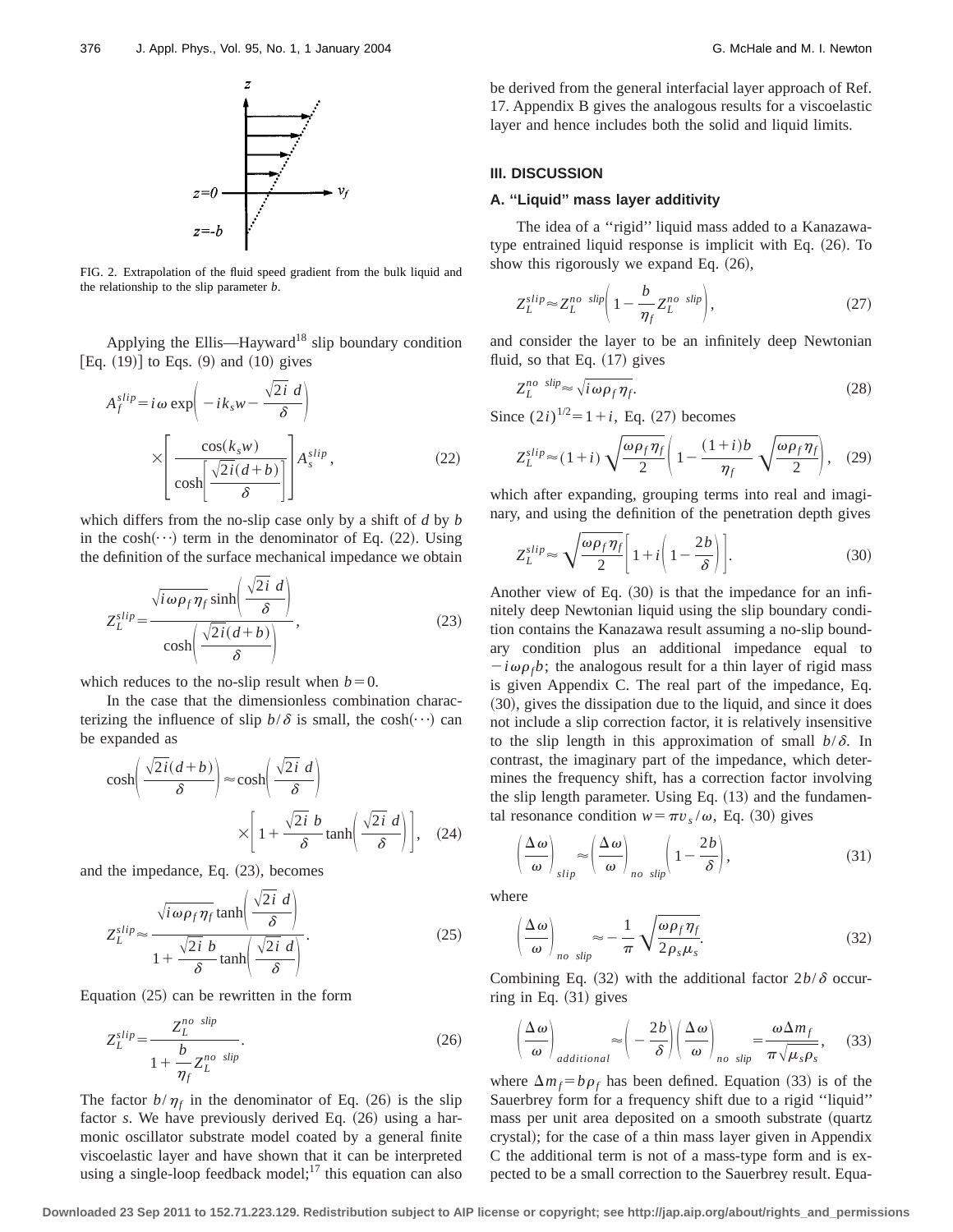FIG. 2. Extrapolation of the fluid speed gradient from the bulk liquid and the relationship to the slip parameter $b$.

Applying the Ellis—Hayward[18] slip boundary condition [Eq. (19)] to Eqs. (9) and (10) gives

$$A_f^{slip} = i\omega \exp\left(-ik_s w - \frac{\sqrt{2i}\ d}{\delta}\right) \times \left[\frac{\cos(k_s w)}{\cosh\left[\frac{\sqrt{2i}(d+b)}{\delta}\right]}\right] A_s^{slip}, \tag{22}$$

which differs from the no-slip case only by a shift of $d$ by $b$ in the $\cosh(\cdots)$ term in the denominator of Eq. (22). Using the definition of the surface mechanical impedance we obtain

$$Z_L^{slip} = \frac{\sqrt{i\omega\rho_f\eta_f}\sinh\left(\frac{\sqrt{2i}\ d}{\delta}\right)}{\cosh\left(\frac{\sqrt{2i}(d+b)}{\delta}\right)}, \tag{23}$$

which reduces to the no-slip result when $b=0$.

In the case that the dimensionless combination characterizing the influence of slip $b/\delta$ is small, the $\cosh(\cdots)$ can be expanded as

$$\cosh\left(\frac{\sqrt{2i}(d+b)}{\delta}\right) \approx \cosh\left(\frac{\sqrt{2i}\ d}{\delta}\right) \times \left[1 + \frac{\sqrt{2i}\ b}{\delta}\tanh\left(\frac{\sqrt{2i}\ d}{\delta}\right)\right], \tag{24}$$

and the impedance, Eq. (23), becomes

$$Z_L^{slip} \approx \frac{\sqrt{i\omega\rho_f\eta_f}\tanh\left(\frac{\sqrt{2i}\ d}{\delta}\right)}{1 + \frac{\sqrt{2i}\ b}{\delta}\tanh\left(\frac{\sqrt{2i}\ d}{\delta}\right)}. \tag{25}$$

Equation (25) can be rewritten in the form

$$Z_L^{slip} = \frac{Z_L^{no\ \ slip}}{1 + \frac{b}{\eta_f} Z_L^{no\ \ slip}}. \tag{26}$$

The factor $b/\eta_f$ in the denominator of Eq. (26) is the slip factor $s$. We have previously derived Eq. (26) using a harmonic oscillator substrate model coated by a general finite viscoelastic layer and have shown that it can be interpreted using a single-loop feedback model;[17] this equation can also be derived from the general interfacial layer approach of Ref. 17. Appendix B gives the analogous results for a viscoelastic layer and hence includes both the solid and liquid limits.

## III. DISCUSSION

### A. "Liquid" mass layer additivity

The idea of a "rigid" liquid mass added to a Kanazawa-type entrained liquid response is implicit with Eq. (26). To show this rigorously we expand Eq. (26),

$$Z_L^{slip} \approx Z_L^{no\ \ slip}\left(1 - \frac{b}{\eta_f} Z_L^{no\ \ slip}\right), \tag{27}$$

and consider the layer to be an infinitely deep Newtonian fluid, so that Eq. (17) gives

$$Z_L^{no\ \ slip} \approx \sqrt{i\omega\rho_f\eta_f}. \tag{28}$$

Since $(2i)^{1/2} = 1+i$, Eq. (27) becomes

$$Z_L^{slip} \approx (1+i)\sqrt{\frac{\omega\rho_f\eta_f}{2}}\left(1 - \frac{(1+i)b}{\eta_f}\sqrt{\frac{\omega\rho_f\eta_f}{2}}\right), \tag{29}$$

which after expanding, grouping terms into real and imaginary, and using the definition of the penetration depth gives

$$Z_L^{slip} \approx \sqrt{\frac{\omega\rho_f\eta_f}{2}}\left[1 + i\left(1 - \frac{2b}{\delta}\right)\right]. \tag{30}$$

Another view of Eq. (30) is that the impedance for an infinitely deep Newtonian liquid using the slip boundary condition contains the Kanazawa result assuming a no-slip boundary condition plus an additional impedance equal to $-i\omega\rho_f b$; the analogous result for a thin layer of rigid mass is given Appendix C. The real part of the impedance, Eq. (30), gives the dissipation due to the liquid, and since it does not include a slip correction factor, it is relatively insensitive to the slip length in this approximation of small $b/\delta$. In contrast, the imaginary part of the impedance, which determines the frequency shift, has a correction factor involving the slip length parameter. Using Eq. (13) and the fundamental resonance condition $w = \pi v_s/\omega$, Eq. (30) gives

$$\left(\frac{\Delta\omega}{\omega}\right)_{slip} \approx \left(\frac{\Delta\omega}{\omega}\right)_{no\ \ slip}\left(1 - \frac{2b}{\delta}\right), \tag{31}$$

where

$$\left(\frac{\Delta\omega}{\omega}\right)_{no\ \ slip} \approx -\frac{1}{\pi}\sqrt{\frac{\omega\rho_f\eta_f}{2\rho_s\mu_s}}. \tag{32}$$

Combining Eq. (32) with the additional factor $2b/\delta$ occurring in Eq. (31) gives

$$\left(\frac{\Delta\omega}{\omega}\right)_{additional} \approx \left(-\frac{2b}{\delta}\right)\left(\frac{\Delta\omega}{\omega}\right)_{no\ \ slip} = \frac{\omega\Delta m_f}{\pi\sqrt{\mu_s\rho_s}}, \tag{33}$$

where $\Delta m_f = b\rho_f$ has been defined. Equation (33) is of the Sauerbrey form for a frequency shift due to a rigid "liquid" mass per unit area deposited on a smooth substrate (quartz crystal); for the case of a thin mass layer given in Appendix C the additional term is not of a mass-type form and is expected to be a small correction to the Sauerbrey result. Equa-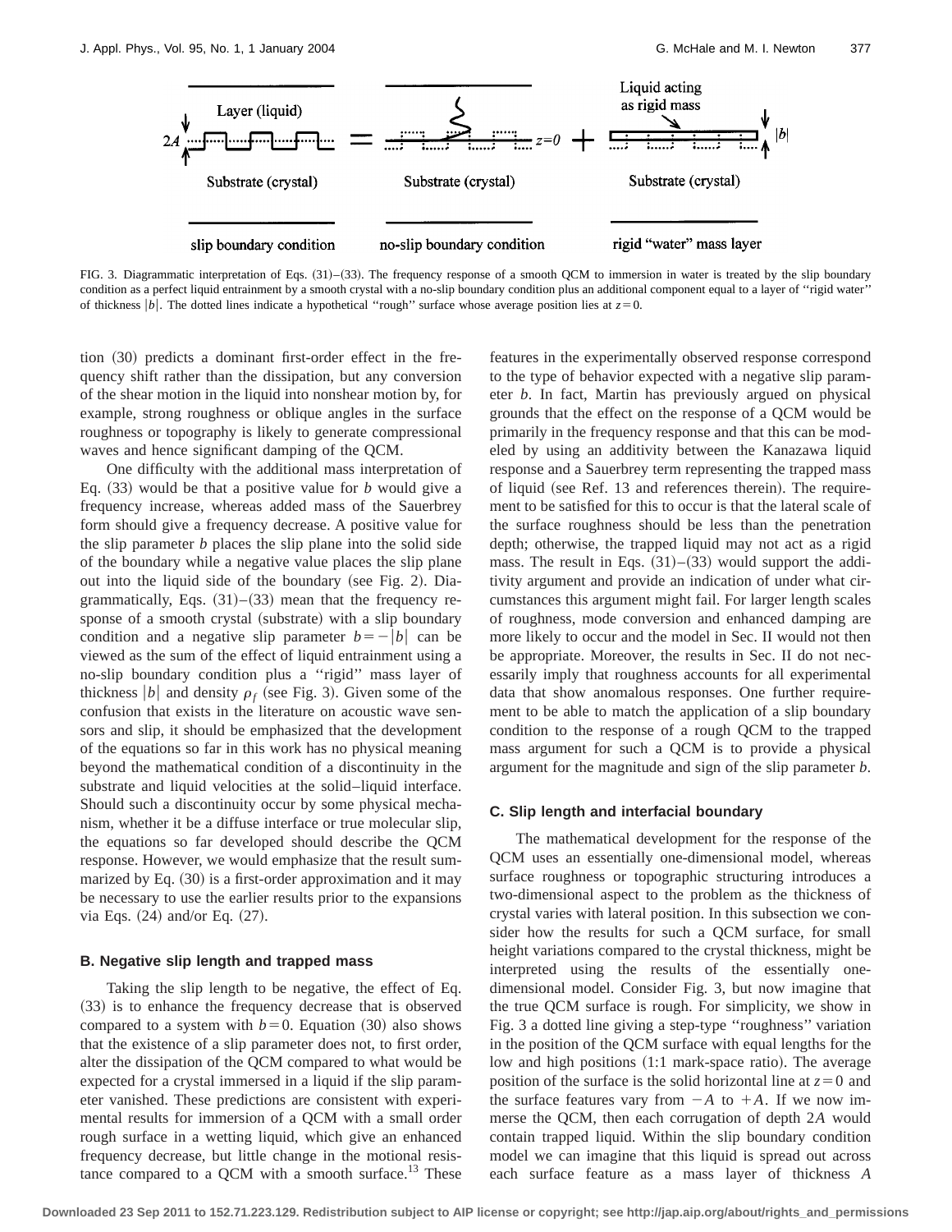FIG. 3. Diagrammatic interpretation of Eqs. (31)–(33). The frequency response of a smooth QCM to immersion in water is treated by the slip boundary condition as a perfect liquid entrainment by a smooth crystal with a no-slip boundary condition plus an additional component equal to a layer of "rigid water" of thickness $|b|$. The dotted lines indicate a hypothetical "rough" surface whose average position lies at $z=0$.

tion (30) predicts a dominant first-order effect in the frequency shift rather than the dissipation, but any conversion of the shear motion in the liquid into nonshear motion by, for example, strong roughness or oblique angles in the surface roughness or topography is likely to generate compressional waves and hence significant damping of the QCM.

One difficulty with the additional mass interpretation of Eq. (33) would be that a positive value for $b$ would give a frequency increase, whereas added mass of the Sauerbrey form should give a frequency decrease. A positive value for the slip parameter $b$ places the slip plane into the solid side of the boundary while a negative value places the slip plane out into the liquid side of the boundary (see Fig. 2). Diagrammatically, Eqs. (31)–(33) mean that the frequency response of a smooth crystal (substrate) with a slip boundary condition and a negative slip parameter $b=-|b|$ can be viewed as the sum of the effect of liquid entrainment using a no-slip boundary condition plus a "rigid" mass layer of thickness $|b|$ and density $\rho_f$ (see Fig. 3). Given some of the confusion that exists in the literature on acoustic wave sensors and slip, it should be emphasized that the development of the equations so far in this work has no physical meaning beyond the mathematical condition of a discontinuity in the substrate and liquid velocities at the solid–liquid interface. Should such a discontinuity occur by some physical mechanism, whether it be a diffuse interface or true molecular slip, the equations so far developed should describe the QCM response. However, we would emphasize that the result summarized by Eq. (30) is a first-order approximation and it may be necessary to use the earlier results prior to the expansions via Eqs. (24) and/or Eq. (27).

### B. Negative slip length and trapped mass

Taking the slip length to be negative, the effect of Eq. (33) is to enhance the frequency decrease that is observed compared to a system with $b=0$. Equation (30) also shows that the existence of a slip parameter does not, to first order, alter the dissipation of the QCM compared to what would be expected for a crystal immersed in a liquid if the slip parameter vanished. These predictions are consistent with experimental results for immersion of a QCM with a small order rough surface in a wetting liquid, which give an enhanced frequency decrease, but little change in the motional resistance compared to a QCM with a smooth surface.[13] These features in the experimentally observed response correspond to the type of behavior expected with a negative slip parameter $b$. In fact, Martin has previously argued on physical grounds that the effect on the response of a QCM would be primarily in the frequency response and that this can be modeled by using an additivity between the Kanazawa liquid response and a Sauerbrey term representing the trapped mass of liquid (see Ref. 13 and references therein). The requirement to be satisfied for this to occur is that the lateral scale of the surface roughness should be less than the penetration depth; otherwise, the trapped liquid may not act as a rigid mass. The result in Eqs. (31)–(33) would support the additivity argument and provide an indication of under what circumstances this argument might fail. For larger length scales of roughness, mode conversion and enhanced damping are more likely to occur and the model in Sec. II would not then be appropriate. Moreover, the results in Sec. II do not necessarily imply that roughness accounts for all experimental data that show anomalous responses. One further requirement to be able to match the application of a slip boundary condition to the response of a rough QCM to the trapped mass argument for such a QCM is to provide a physical argument for the magnitude and sign of the slip parameter $b$.

### C. Slip length and interfacial boundary

The mathematical development for the response of the QCM uses an essentially one-dimensional model, whereas surface roughness or topographic structuring introduces a two-dimensional aspect to the problem as the thickness of crystal varies with lateral position. In this subsection we consider how the results for such a QCM surface, for small height variations compared to the crystal thickness, might be interpreted using the results of the essentially one-dimensional model. Consider Fig. 3, but now imagine that the true QCM surface is rough. For simplicity, we show in Fig. 3 a dotted line giving a step-type "roughness" variation in the position of the QCM surface with equal lengths for the low and high positions (1:1 mark-space ratio). The average position of the surface is the solid horizontal line at $z=0$ and the surface features vary from $-A$ to $+A$. If we now immerse the QCM, then each corrugation of depth $2A$ would contain trapped liquid. Within the slip boundary condition model we can imagine that this liquid is spread out across each surface feature as a mass layer of thickness $A$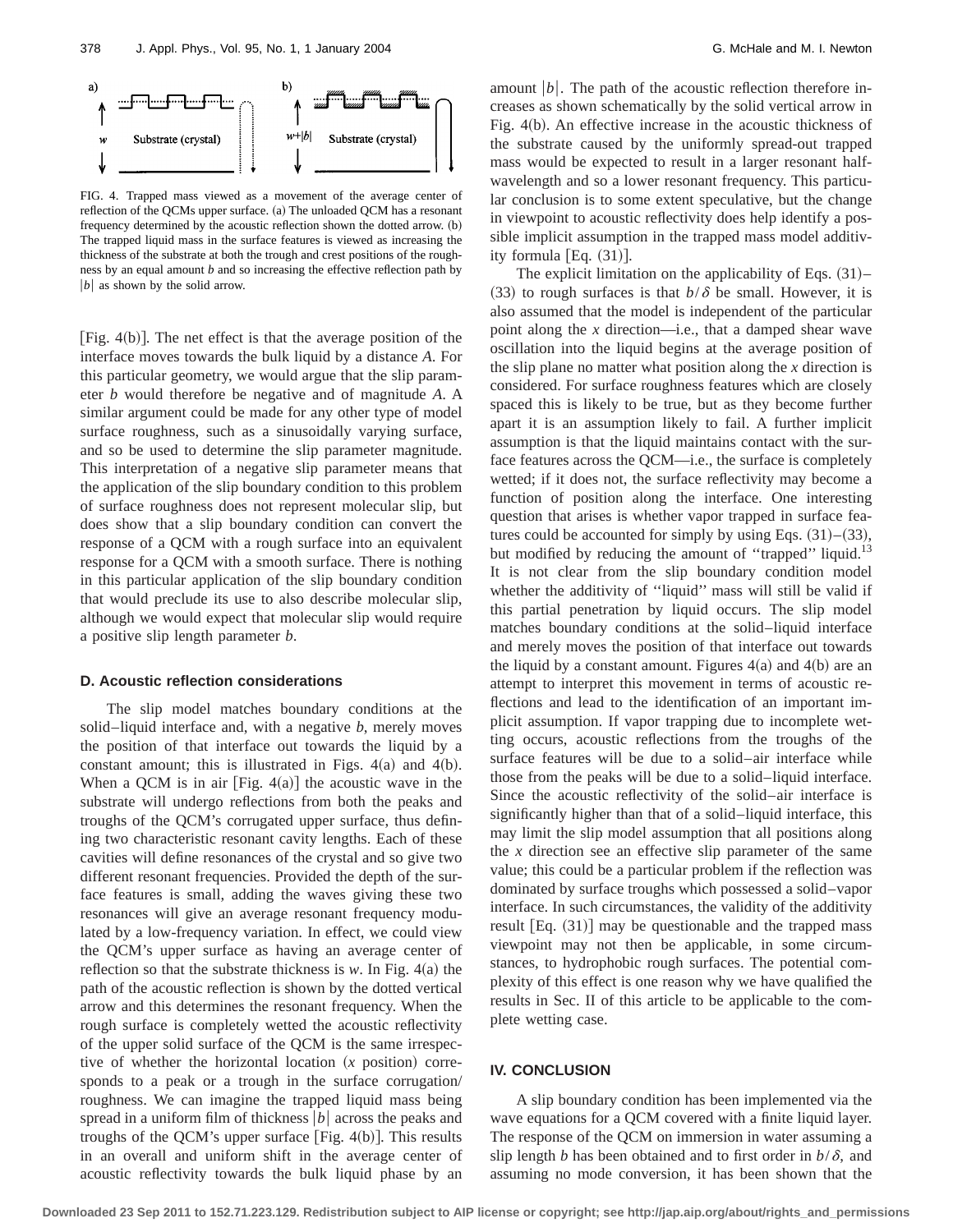a) Substrate (crystal) $w$

b) Substrate (crystal) $w+|b|$

FIG. 4. Trapped mass viewed as a movement of the average center of reflection of the QCMs upper surface. (a) The unloaded QCM has a resonant frequency determined by the acoustic reflection shown the dotted arrow. (b) The trapped liquid mass in the surface features is viewed as increasing the thickness of the substrate at both the trough and crest positions of the roughness by an equal amount $b$ and so increasing the effective reflection path by $|b|$ as shown by the solid arrow.

[Fig. 4(b)]. The net effect is that the average position of the interface moves towards the bulk liquid by a distance $A$. For this particular geometry, we would argue that the slip parameter $b$ would therefore be negative and of magnitude $A$. A similar argument could be made for any other type of model surface roughness, such as a sinusoidally varying surface, and so be used to determine the slip parameter magnitude. This interpretation of a negative slip parameter means that the application of the slip boundary condition to this problem of surface roughness does not represent molecular slip, but does show that a slip boundary condition can convert the response of a QCM with a rough surface into an equivalent response for a QCM with a smooth surface. There is nothing in this particular application of the slip boundary condition that would preclude its use to also describe molecular slip, although we would expect that molecular slip would require a positive slip length parameter $b$.

### D. Acoustic reflection considerations

The slip model matches boundary conditions at the solid–liquid interface and, with a negative $b$, merely moves the position of that interface out towards the liquid by a constant amount; this is illustrated in Figs. 4(a) and 4(b). When a QCM is in air [Fig. 4(a)] the acoustic wave in the substrate will undergo reflections from both the peaks and troughs of the QCM's corrugated upper surface, thus defining two characteristic resonant cavity lengths. Each of these cavities will define resonances of the crystal and so give two different resonant frequencies. Provided the depth of the surface features is small, adding the waves giving these two resonances will give an average resonant frequency modulated by a low-frequency variation. In effect, we could view the QCM's upper surface as having an average center of reflection so that the substrate thickness is $w$. In Fig. 4(a) the path of the acoustic reflection is shown by the dotted vertical arrow and this determines the resonant frequency. When the rough surface is completely wetted the acoustic reflectivity of the upper solid surface of the QCM is the same irrespective of whether the horizontal location ($x$ position) corresponds to a peak or a trough in the surface corrugation/roughness. We can imagine the trapped liquid mass being spread in a uniform film of thickness $|b|$ across the peaks and troughs of the QCM's upper surface [Fig. 4(b)]. This results in an overall and uniform shift in the average center of acoustic reflectivity towards the bulk liquid phase by an amount $|b|$. The path of the acoustic reflection therefore increases as shown schematically by the solid vertical arrow in Fig. 4(b). An effective increase in the acoustic thickness of the substrate caused by the uniformly spread-out trapped mass would be expected to result in a larger resonant half-wavelength and so a lower resonant frequency. This particular conclusion is to some extent speculative, but the change in viewpoint to acoustic reflectivity does help identify a possible implicit assumption in the trapped mass model additivity formula [Eq. (31)].

The explicit limitation on the applicability of Eqs. (31)–(33) to rough surfaces is that $b/\delta$ be small. However, it is also assumed that the model is independent of the particular point along the $x$ direction—i.e., that a damped shear wave oscillation into the liquid begins at the average position of the slip plane no matter what position along the $x$ direction is considered. For surface roughness features which are closely spaced this is likely to be true, but as they become further apart it is an assumption likely to fail. A further implicit assumption is that the liquid maintains contact with the surface features across the QCM—i.e., the surface is completely wetted; if it does not, the surface reflectivity may become a function of position along the interface. One interesting question that arises is whether vapor trapped in surface features could be accounted for simply by using Eqs. (31)–(33), but modified by reducing the amount of "trapped" liquid.[13] It is not clear from the slip boundary condition model whether the additivity of "liquid" mass will still be valid if this partial penetration by liquid occurs. The slip model matches boundary conditions at the solid–liquid interface and merely moves the position of that interface out towards the liquid by a constant amount. Figures 4(a) and 4(b) are an attempt to interpret this movement in terms of acoustic reflections and lead to the identification of an important implicit assumption. If vapor trapping due to incomplete wetting occurs, acoustic reflections from the troughs of the surface features will be due to a solid–air interface while those from the peaks will be due to a solid–liquid interface. Since the acoustic reflectivity of the solid–air interface is significantly higher than that of a solid–liquid interface, this may limit the slip model assumption that all positions along the $x$ direction see an effective slip parameter of the same value; this could be a particular problem if the reflection was dominated by surface troughs which possessed a solid–vapor interface. In such circumstances, the validity of the additivity result [Eq. (31)] may be questionable and the trapped mass viewpoint may not then be applicable, in some circumstances, to hydrophobic rough surfaces. The potential complexity of this effect is one reason why we have qualified the results in Sec. II of this article to be applicable to the complete wetting case.

## IV. CONCLUSION

A slip boundary condition has been implemented via the wave equations for a QCM covered with a finite liquid layer. The response of the QCM on immersion in water assuming a slip length $b$ has been obtained and to first order in $b/\delta$, and assuming no mode conversion, it has been shown that the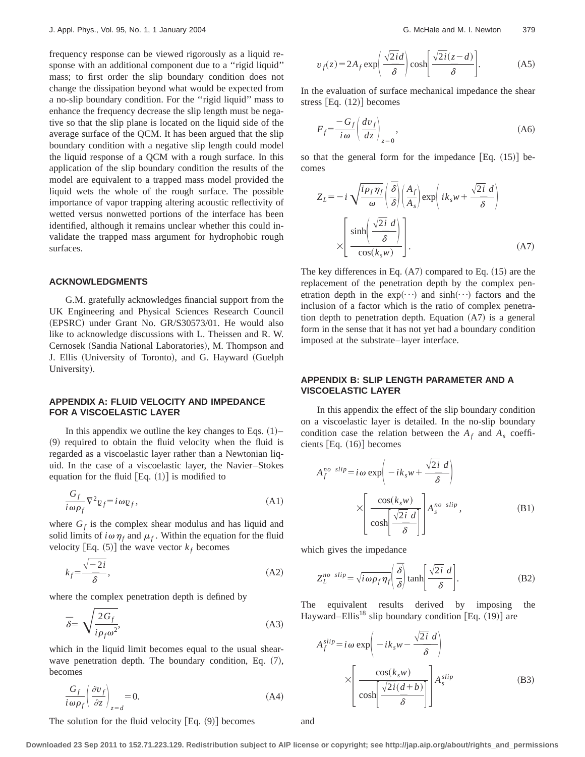frequency response can be viewed rigorously as a liquid response with an additional component due to a ''rigid liquid'' mass; to first order the slip boundary condition does not change the dissipation beyond what would be expected from a no-slip boundary condition. For the ''rigid liquid'' mass to enhance the frequency decrease the slip length must be negative so that the slip plane is located on the liquid side of the average surface of the QCM. It has been argued that the slip boundary condition with a negative slip length could model the liquid response of a QCM with a rough surface. In this application of the slip boundary condition the results of the model are equivalent to a trapped mass model provided the liquid wets the whole of the rough surface. The possible importance of vapor trapping altering acoustic reflectivity of wetted versus nonwetted portions of the interface has been identified, although it remains unclear whether this could invalidate the trapped mass argument for hydrophobic rough surfaces.

## ACKNOWLEDGMENTS

G.M. gratefully acknowledges financial support from the UK Engineering and Physical Sciences Research Council (EPSRC) under Grant No. GR/S30573/01. He would also like to acknowledge discussions with L. Theissen and R. W. Cernosek (Sandia National Laboratories), M. Thompson and J. Ellis (University of Toronto), and G. Hayward (Guelph University).

## APPENDIX A: FLUID VELOCITY AND IMPEDANCE FOR A VISCOELASTIC LAYER

In this appendix we outline the key changes to Eqs. (1)–(9) required to obtain the fluid velocity when the fluid is regarded as a viscoelastic layer rather than a Newtonian liquid. In the case of a viscoelastic layer, the Navier–Stokes equation for the fluid [Eq. (1)] is modified to

$$\frac{G_f}{i\omega\rho_f}\nabla^2 \underline{v}_f = i\omega \underline{v}_f, \tag{A1}$$

where $G_f$ is the complex shear modulus and has liquid and solid limits of $i\omega\eta_f$ and $\mu_f$. Within the equation for the fluid velocity [Eq. (5)] the wave vector $k_f$ becomes

$$k_f = \frac{\sqrt{-2i}}{\bar{\delta}}, \tag{A2}$$

where the complex penetration depth is defined by

$$\bar{\delta} = \sqrt{\frac{2G_f}{i\rho_f\omega^2}}, \tag{A3}$$

which in the liquid limit becomes equal to the usual shear-wave penetration depth. The boundary condition, Eq. (7), becomes

$$\frac{G_f}{i\omega\rho_f}\left(\frac{\partial v_f}{\partial z}\right)_{z=d} = 0. \tag{A4}$$

The solution for the fluid velocity [Eq. (9)] becomes

$$v_f(z) = 2A_f \exp\left(\frac{\sqrt{2i}d}{\bar{\delta}}\right)\cosh\left[\frac{\sqrt{2i}(z-d)}{\bar{\delta}}\right]. \tag{A5}$$

In the evaluation of surface mechanical impedance the shear stress [Eq. (12)] becomes

$$F_f = \frac{-G_f}{i\omega}\left(\frac{dv_f}{dz}\right)_{z=0}, \tag{A6}$$

so that the general form for the impedance [Eq. (15)] becomes

$$Z_L = -i\sqrt{\frac{i\rho_f\eta_f}{\omega}}\left(\frac{\bar{\delta}}{\delta}\right)\left(\frac{A_f}{A_s}\right)\exp\left(ik_s w + \frac{\sqrt{2i}\ d}{\bar{\delta}}\right) \times \left[\frac{\sinh\left(\frac{\sqrt{2i}\ d}{\bar{\delta}}\right)}{\cos(k_s w)}\right]. \tag{A7}$$

The key differences in Eq. (A7) compared to Eq. (15) are the replacement of the penetration depth by the complex penetration depth in the $\exp(\cdots)$ and $\sinh(\cdots)$ factors and the inclusion of a factor which is the ratio of complex penetration depth to penetration depth. Equation (A7) is a general form in the sense that it has not yet had a boundary condition imposed at the substrate–layer interface.

## APPENDIX B: SLIP LENGTH PARAMETER AND A VISCOELASTIC LAYER

In this appendix the effect of the slip boundary condition on a viscoelastic layer is detailed. In the no-slip boundary condition case the relation between the $A_f$ and $A_s$ coefficients [Eq. (16)] becomes

$$A_f^{no\ slip} = i\omega \exp\left(-ik_s w + \frac{\sqrt{2i}\ d}{\bar{\delta}}\right) \times \left[\frac{\cos(k_s w)}{\cosh\left[\frac{\sqrt{2i}\ d}{\bar{\delta}}\right]}\right] A_s^{no\ slip}, \tag{B1}$$

which gives the impedance

$$Z_L^{no\ slip} = \sqrt{i\omega\rho_f\eta_f}\left(\frac{\bar{\delta}}{\delta}\right)\tanh\left[\frac{\sqrt{2i}\ d}{\bar{\delta}}\right]. \tag{B2}$$

The equivalent results derived by imposing the Hayward–Ellis[18] slip boundary condition [Eq. (19)] are

$$A_f^{slip} = i\omega \exp\left(-ik_s w - \frac{\sqrt{2i}\ d}{\bar{\delta}}\right) \times \left[\frac{\cos(k_s w)}{\cosh\left[\frac{\sqrt{2i}(d+b)}{\bar{\delta}}\right]}\right] A_s^{slip} \tag{B3}$$

and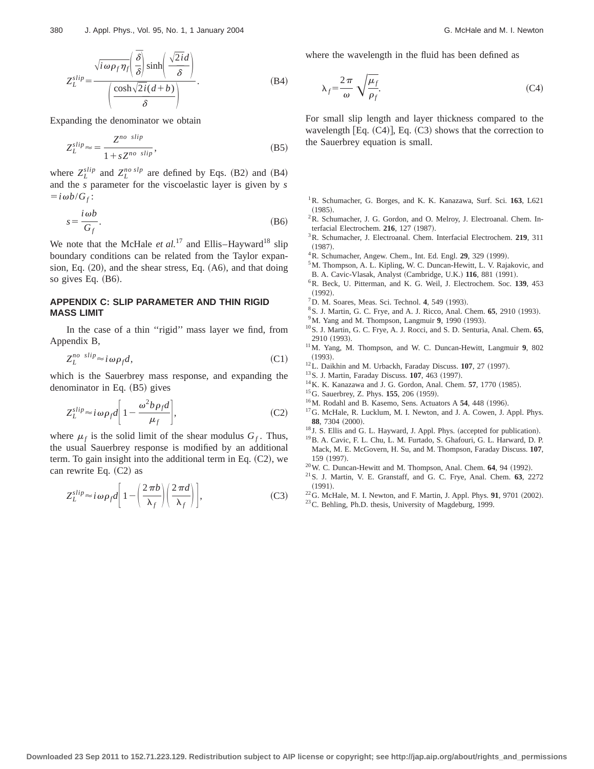$$Z_L^{slip} = \frac{\sqrt{i\omega\rho_f\eta_f}\left(\frac{\delta}{\delta}\right)\sinh\left(\frac{\sqrt{2i}d}{\delta}\right)}{\left(\frac{\cosh\sqrt{2i}(d+b)}{\delta}\right)}. \tag{B4}$$

Expanding the denominator we obtain

$$Z_L^{slip} \approx = \frac{Z^{no\ slip}}{1+sZ^{no\ slip}}, \tag{B5}$$

where $Z_L^{slip}$ and $Z_L^{no\ slp}$ are defined by Eqs. (B2) and (B4) and the $s$ parameter for the viscoelastic layer is given by $s = i\omega b/G_f$:

$$s = \frac{i\omega b}{G_f}. \tag{B6}$$

We note that the McHale *et al.*[17] and Ellis–Hayward[18] slip boundary conditions can be related from the Taylor expansion, Eq. (20), and the shear stress, Eq. (A6), and that doing so gives Eq. (B6).

## APPENDIX C: SLIP PARAMETER AND THIN RIGID MASS LIMIT

In the case of a thin "rigid" mass layer we find, from Appendix B,

$$Z_L^{no\ slip} \approx i\omega\rho_f d, \tag{C1}$$

which is the Sauerbrey mass response, and expanding the denominator in Eq. (B5) gives

$$Z_L^{slip} \approx i\omega\rho_f d\left[1 - \frac{\omega^2 b\rho_f d}{\mu_f}\right], \tag{C2}$$

where $\mu_f$ is the solid limit of the shear modulus $G_f$. Thus, the usual Sauerbrey response is modified by an additional term. To gain insight into the additional term in Eq. (C2), we can rewrite Eq. (C2) as

$$Z_L^{slip} \approx i\omega\rho_f d\left[1 - \left(\frac{2\pi b}{\lambda_f}\right)\left(\frac{2\pi d}{\lambda_f}\right)\right], \tag{C3}$$

where the wavelength in the fluid has been defined as

$$\lambda_f = \frac{2\pi}{\omega}\sqrt{\frac{\mu_f}{\rho_f}}. \tag{C4}$$

For small slip length and layer thickness compared to the wavelength [Eq. (C4)], Eq. (C3) shows that the correction to the Sauerbrey equation is small.

[1] R. Schumacher, G. Borges, and K. K. Kanazawa, Surf. Sci. **163**, L621 (1985).
[2] R. Schumacher, J. G. Gordon, and O. Melroy, J. Electroanal. Chem. Interfacial Electrochem. **216**, 127 (1987).
[3] R. Schumacher, J. Electroanal. Chem. Interfacial Electrochem. **219**, 311 (1987).
[4] R. Schumacher, Angew. Chem., Int. Ed. Engl. **29**, 329 (1999).
[5] M. Thompson, A. L. Kipling, W. C. Duncan-Hewitt, L. V. Rajakovic, and B. A. Cavic-Vlasak, Analyst (Cambridge, U.K.) **116**, 881 (1991).
[6] R. Beck, U. Pitterman, and K. G. Weil, J. Electrochem. Soc. **139**, 453 (1992).
[7] D. M. Soares, Meas. Sci. Technol. **4**, 549 (1993).
[8] S. J. Martin, G. C. Frye, and A. J. Ricco, Anal. Chem. **65**, 2910 (1993).
[9] M. Yang and M. Thompson, Langmuir **9**, 1990 (1993).
[10] S. J. Martin, G. C. Frye, A. J. Rocci, and S. D. Senturia, Anal. Chem. **65**, 2910 (1993).
[11] M. Yang, M. Thompson, and W. C. Duncan-Hewitt, Langmuir **9**, 802 (1993).
[12] L. Daikhin and M. Urbackh, Faraday Discuss. **107**, 27 (1997).
[13] S. J. Martin, Faraday Discuss. **107**, 463 (1997).
[14] K. K. Kanazawa and J. G. Gordon, Anal. Chem. **57**, 1770 (1985).
[15] G. Sauerbrey, Z. Phys. **155**, 206 (1959).
[16] M. Rodahl and B. Kasemo, Sens. Actuators A **54**, 448 (1996).
[17] G. McHale, R. Lucklum, M. I. Newton, and J. A. Cowen, J. Appl. Phys. **88**, 7304 (2000).
[18] J. S. Ellis and G. L. Hayward, J. Appl. Phys. (accepted for publication).
[19] B. A. Cavic, F. L. Chu, L. M. Furtado, S. Ghafouri, G. L. Harward, D. P. Mack, M. E. McGovern, H. Su, and M. Thompson, Faraday Discuss. **107**, 159 (1997).
[20] W. C. Duncan-Hewitt and M. Thompson, Anal. Chem. **64**, 94 (1992).
[21] S. J. Martin, V. E. Granstaff, and G. C. Frye, Anal. Chem. **63**, 2272 (1991).
[22] G. McHale, M. I. Newton, and F. Martin, J. Appl. Phys. **91**, 9701 (2002).
[23] C. Behling, Ph.D. thesis, University of Magdeburg, 1999.